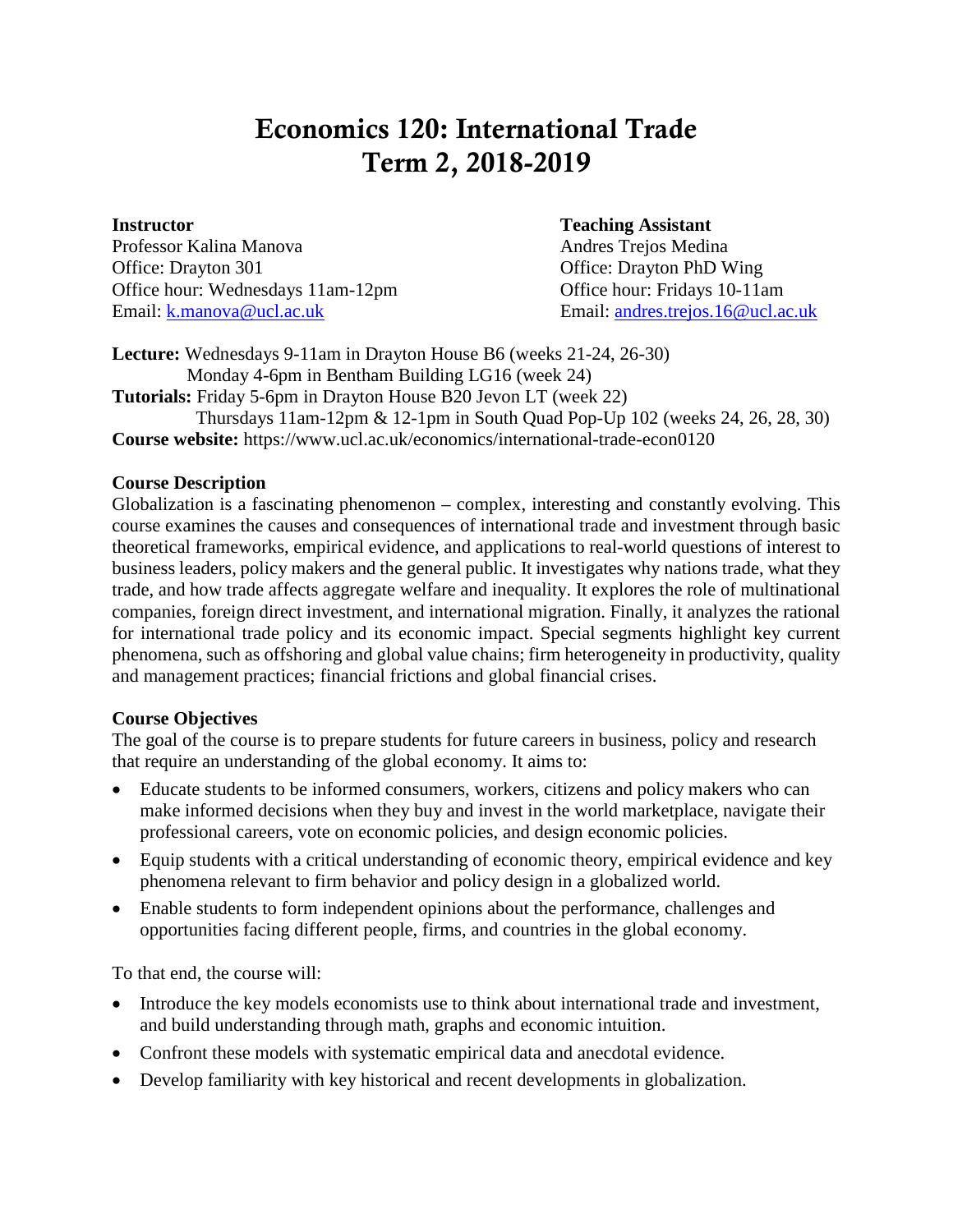# Economics 120: International Trade
# Term 2, 2018-2019

**Instructor**
Professor Kalina Manova
Office: Drayton 301
Office hour: Wednesdays 11am-12pm
Email: k.manova@ucl.ac.uk

**Teaching Assistant**
Andres Trejos Medina
Office: Drayton PhD Wing
Office hour: Fridays 10-11am
Email: andres.trejos.16@ucl.ac.uk

**Lecture:** Wednesdays 9-11am in Drayton House B6 (weeks 21-24, 26-30)
Monday 4-6pm in Bentham Building LG16 (week 24)
**Tutorials:** Friday 5-6pm in Drayton House B20 Jevon LT (week 22)
Thursdays 11am-12pm & 12-1pm in South Quad Pop-Up 102 (weeks 24, 26, 28, 30)
**Course website:** https://www.ucl.ac.uk/economics/international-trade-econ0120

**Course Description**

Globalization is a fascinating phenomenon – complex, interesting and constantly evolving. This course examines the causes and consequences of international trade and investment through basic theoretical frameworks, empirical evidence, and applications to real-world questions of interest to business leaders, policy makers and the general public. It investigates why nations trade, what they trade, and how trade affects aggregate welfare and inequality. It explores the role of multinational companies, foreign direct investment, and international migration. Finally, it analyzes the rational for international trade policy and its economic impact. Special segments highlight key current phenomena, such as offshoring and global value chains; firm heterogeneity in productivity, quality and management practices; financial frictions and global financial crises.

**Course Objectives**

The goal of the course is to prepare students for future careers in business, policy and research that require an understanding of the global economy. It aims to:

- Educate students to be informed consumers, workers, citizens and policy makers who can make informed decisions when they buy and invest in the world marketplace, navigate their professional careers, vote on economic policies, and design economic policies.
- Equip students with a critical understanding of economic theory, empirical evidence and key phenomena relevant to firm behavior and policy design in a globalized world.
- Enable students to form independent opinions about the performance, challenges and opportunities facing different people, firms, and countries in the global economy.

To that end, the course will:

- Introduce the key models economists use to think about international trade and investment, and build understanding through math, graphs and economic intuition.
- Confront these models with systematic empirical data and anecdotal evidence.
- Develop familiarity with key historical and recent developments in globalization.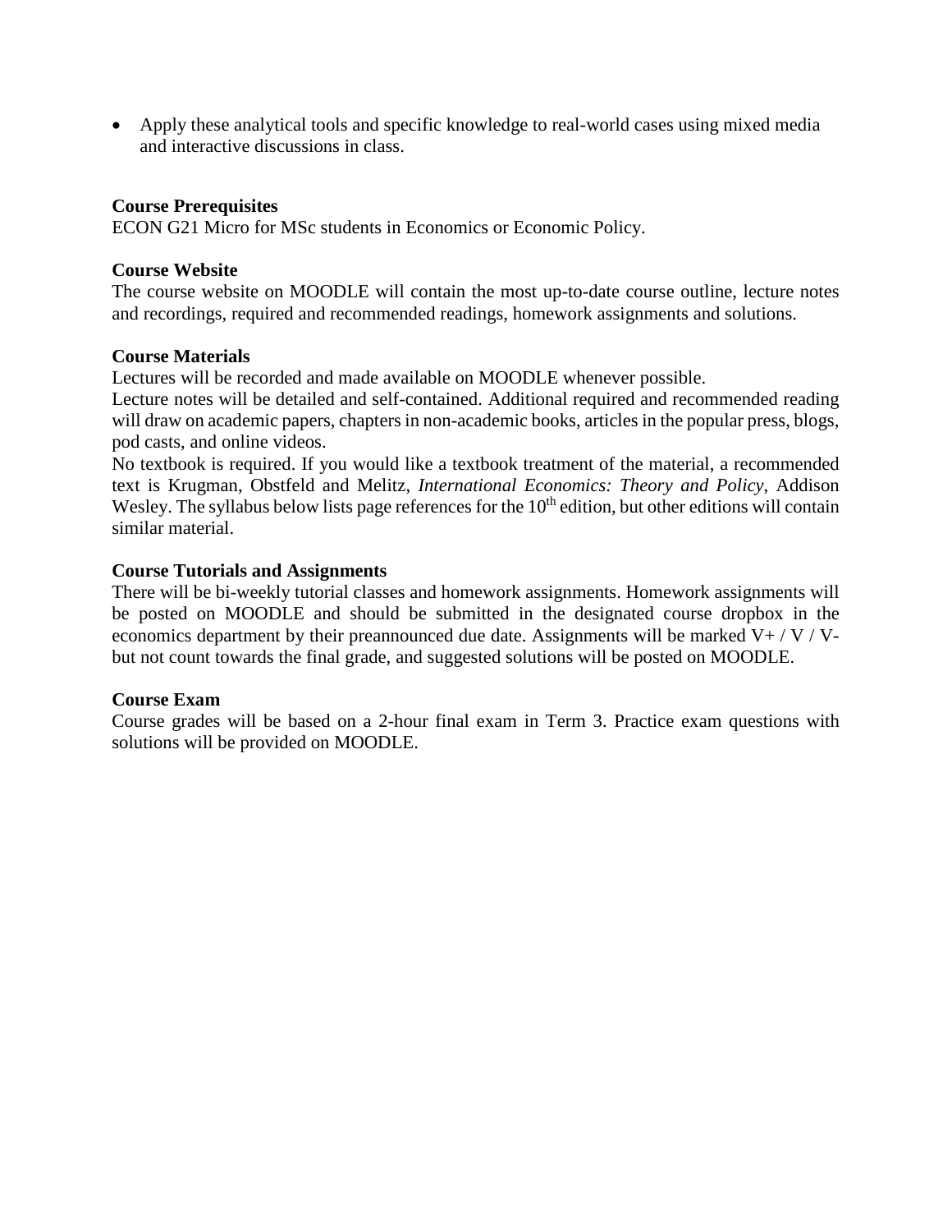- Apply these analytical tools and specific knowledge to real-world cases using mixed media and interactive discussions in class.

**Course Prerequisites**
ECON G21 Micro for MSc students in Economics or Economic Policy.

**Course Website**
The course website on MOODLE will contain the most up-to-date course outline, lecture notes and recordings, required and recommended readings, homework assignments and solutions.

**Course Materials**
Lectures will be recorded and made available on MOODLE whenever possible.
Lecture notes will be detailed and self-contained. Additional required and recommended reading will draw on academic papers, chapters in non-academic books, articles in the popular press, blogs, pod casts, and online videos.
No textbook is required. If you would like a textbook treatment of the material, a recommended text is Krugman, Obstfeld and Melitz, *International Economics: Theory and Policy*, Addison Wesley. The syllabus below lists page references for the 10th edition, but other editions will contain similar material.

**Course Tutorials and Assignments**
There will be bi-weekly tutorial classes and homework assignments. Homework assignments will be posted on MOODLE and should be submitted in the designated course dropbox in the economics department by their preannounced due date. Assignments will be marked V+ / V / V- but not count towards the final grade, and suggested solutions will be posted on MOODLE.

**Course Exam**
Course grades will be based on a 2-hour final exam in Term 3. Practice exam questions with solutions will be provided on MOODLE.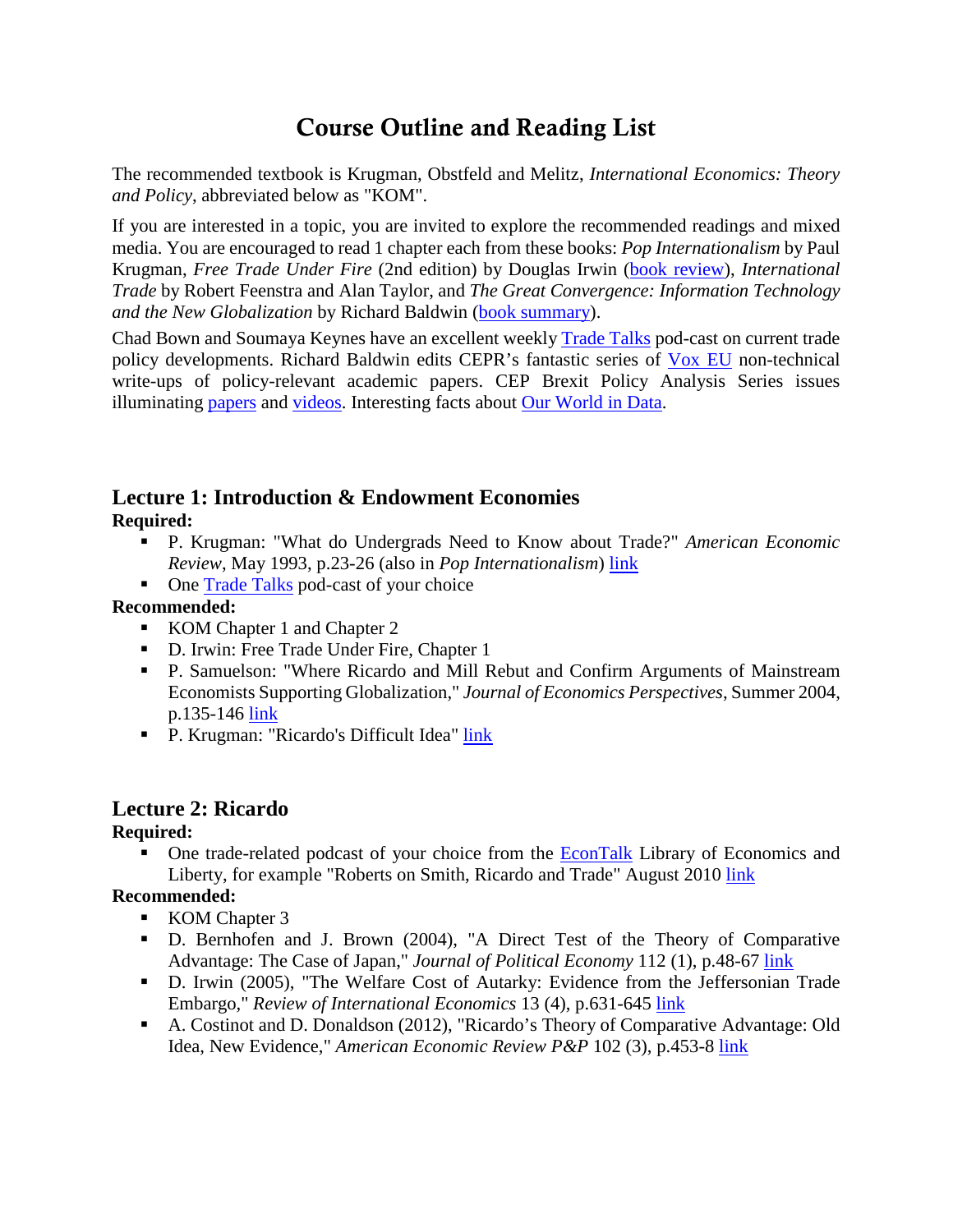# Course Outline and Reading List

The recommended textbook is Krugman, Obstfeld and Melitz, *International Economics: Theory and Policy*, abbreviated below as "KOM".

If you are interested in a topic, you are invited to explore the recommended readings and mixed media. You are encouraged to read 1 chapter each from these books: *Pop Internationalism* by Paul Krugman, *Free Trade Under Fire* (2nd edition) by Douglas Irwin (book review), *International Trade* by Robert Feenstra and Alan Taylor, and *The Great Convergence: Information Technology and the New Globalization* by Richard Baldwin (book summary).

Chad Bown and Soumaya Keynes have an excellent weekly Trade Talks pod-cast on current trade policy developments. Richard Baldwin edits CEPR's fantastic series of Vox EU non-technical write-ups of policy-relevant academic papers. CEP Brexit Policy Analysis Series issues illuminating papers and videos. Interesting facts about Our World in Data.

## Lecture 1: Introduction & Endowment Economies

**Required:**

- P. Krugman: "What do Undergrads Need to Know about Trade?" *American Economic Review*, May 1993, p.23-26 (also in *Pop Internationalism*) link
- One Trade Talks pod-cast of your choice

**Recommended:**

- KOM Chapter 1 and Chapter 2
- D. Irwin: Free Trade Under Fire, Chapter 1
- P. Samuelson: "Where Ricardo and Mill Rebut and Confirm Arguments of Mainstream Economists Supporting Globalization," *Journal of Economics Perspectives*, Summer 2004, p.135-146 link
- P. Krugman: "Ricardo's Difficult Idea" link

## Lecture 2: Ricardo

**Required:**

- One trade-related podcast of your choice from the EconTalk Library of Economics and Liberty, for example "Roberts on Smith, Ricardo and Trade" August 2010 link

**Recommended:**

- KOM Chapter 3
- D. Bernhofen and J. Brown (2004), "A Direct Test of the Theory of Comparative Advantage: The Case of Japan," *Journal of Political Economy* 112 (1), p.48-67 link
- D. Irwin (2005), "The Welfare Cost of Autarky: Evidence from the Jeffersonian Trade Embargo," *Review of International Economics* 13 (4), p.631-645 link
- A. Costinot and D. Donaldson (2012), "Ricardo's Theory of Comparative Advantage: Old Idea, New Evidence," *American Economic Review P&P* 102 (3), p.453-8 link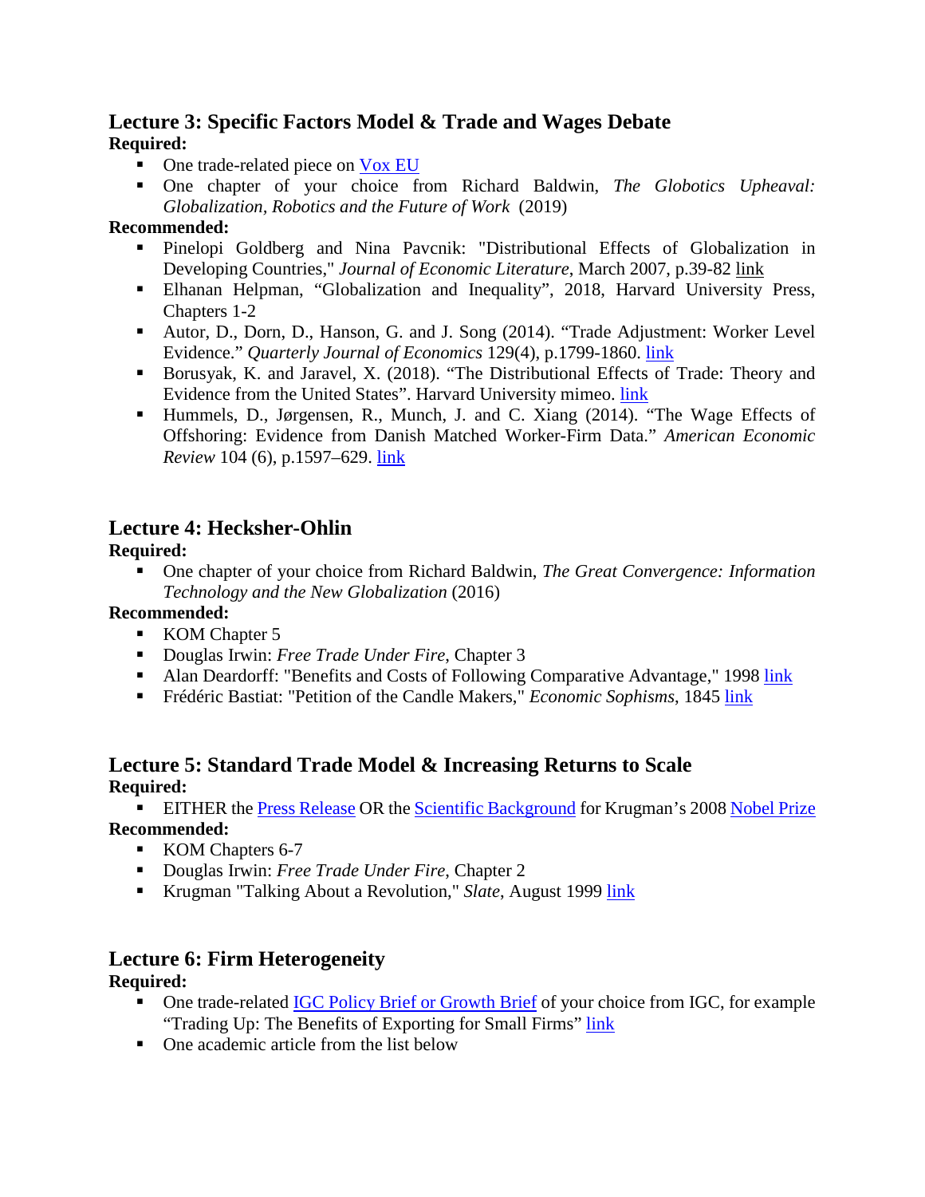## Lecture 3: Specific Factors Model & Trade and Wages Debate

**Required:**

- One trade-related piece on Vox EU
- One chapter of your choice from Richard Baldwin, *The Globotics Upheaval: Globalization, Robotics and the Future of Work* (2019)

**Recommended:**

- Pinelopi Goldberg and Nina Pavcnik: "Distributional Effects of Globalization in Developing Countries," *Journal of Economic Literature*, March 2007, p.39-82 link
- Elhanan Helpman, "Globalization and Inequality", 2018, Harvard University Press, Chapters 1-2
- Autor, D., Dorn, D., Hanson, G. and J. Song (2014). "Trade Adjustment: Worker Level Evidence." *Quarterly Journal of Economics* 129(4), p.1799-1860. link
- Borusyak, K. and Jaravel, X. (2018). "The Distributional Effects of Trade: Theory and Evidence from the United States". Harvard University mimeo. link
- Hummels, D., Jørgensen, R., Munch, J. and C. Xiang (2014). "The Wage Effects of Offshoring: Evidence from Danish Matched Worker-Firm Data." *American Economic Review* 104 (6), p.1597–629. link

## Lecture 4: Hecksher-Ohlin

**Required:**

- One chapter of your choice from Richard Baldwin, *The Great Convergence: Information Technology and the New Globalization* (2016)

**Recommended:**

- KOM Chapter 5
- Douglas Irwin: *Free Trade Under Fire*, Chapter 3
- Alan Deardorff: "Benefits and Costs of Following Comparative Advantage," 1998 link
- Frédéric Bastiat: "Petition of the Candle Makers," *Economic Sophisms*, 1845 link

## Lecture 5: Standard Trade Model & Increasing Returns to Scale

**Required:**

- EITHER the Press Release OR the Scientific Background for Krugman's 2008 Nobel Prize

**Recommended:**

- KOM Chapters 6-7
- Douglas Irwin: *Free Trade Under Fire*, Chapter 2
- Krugman "Talking About a Revolution," *Slate*, August 1999 link

## Lecture 6: Firm Heterogeneity

**Required:**

- One trade-related IGC Policy Brief or Growth Brief of your choice from IGC, for example "Trading Up: The Benefits of Exporting for Small Firms" link
- One academic article from the list below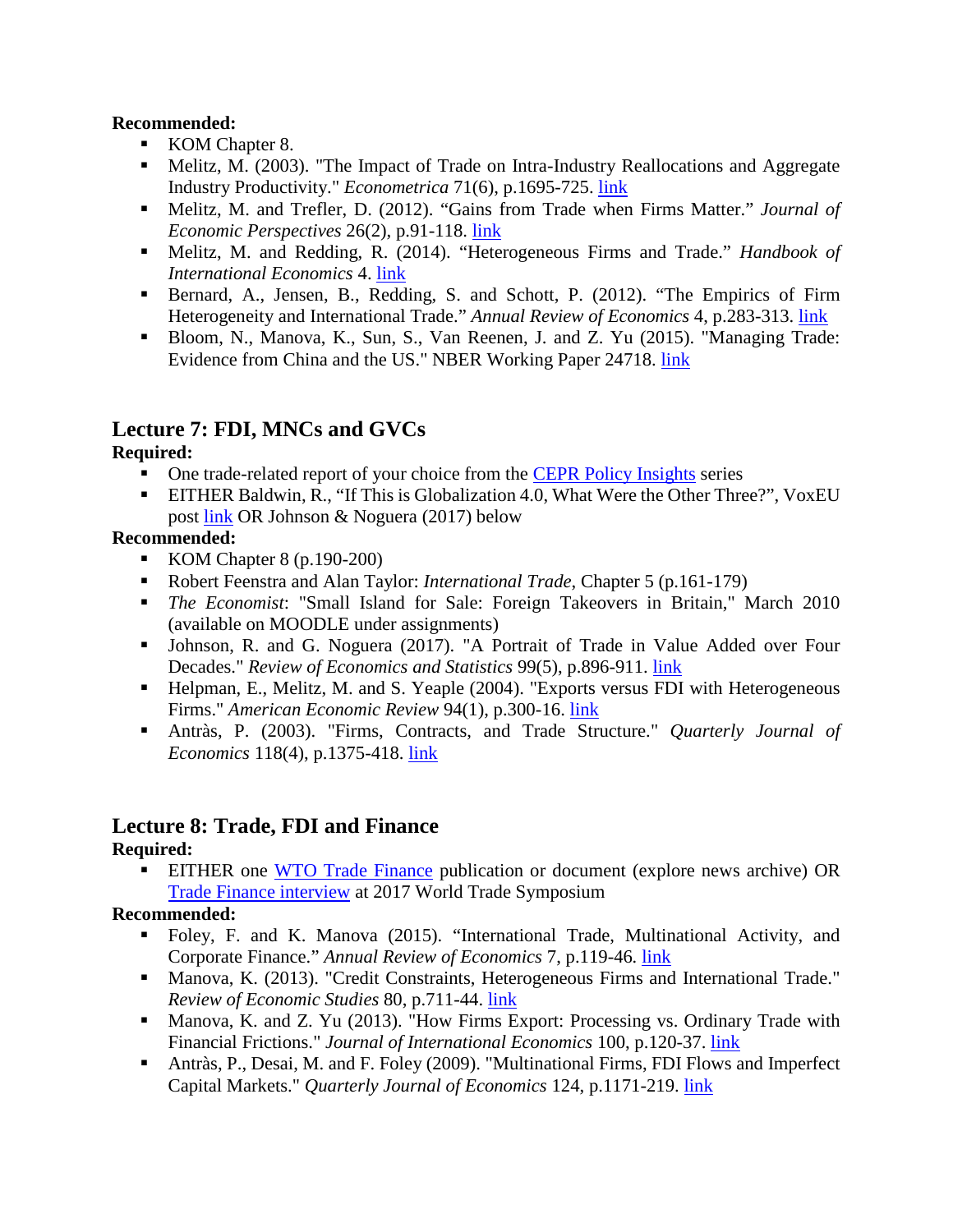**Recommended:**

- KOM Chapter 8.
- Melitz, M. (2003). "The Impact of Trade on Intra-Industry Reallocations and Aggregate Industry Productivity." *Econometrica* 71(6), p.1695-725. link
- Melitz, M. and Trefler, D. (2012). "Gains from Trade when Firms Matter." *Journal of Economic Perspectives* 26(2), p.91-118. link
- Melitz, M. and Redding, R. (2014). "Heterogeneous Firms and Trade." *Handbook of International Economics* 4. link
- Bernard, A., Jensen, B., Redding, S. and Schott, P. (2012). "The Empirics of Firm Heterogeneity and International Trade." *Annual Review of Economics* 4, p.283-313. link
- Bloom, N., Manova, K., Sun, S., Van Reenen, J. and Z. Yu (2015). "Managing Trade: Evidence from China and the US." NBER Working Paper 24718. link

## Lecture 7: FDI, MNCs and GVCs

**Required:**

- One trade-related report of your choice from the CEPR Policy Insights series
- EITHER Baldwin, R., "If This is Globalization 4.0, What Were the Other Three?", VoxEU post link OR Johnson & Noguera (2017) below

**Recommended:**

- KOM Chapter 8 (p.190-200)
- Robert Feenstra and Alan Taylor: *International Trade*, Chapter 5 (p.161-179)
- *The Economist*: "Small Island for Sale: Foreign Takeovers in Britain," March 2010 (available on MOODLE under assignments)
- Johnson, R. and G. Noguera (2017). "A Portrait of Trade in Value Added over Four Decades." *Review of Economics and Statistics* 99(5), p.896-911. link
- Helpman, E., Melitz, M. and S. Yeaple (2004). "Exports versus FDI with Heterogeneous Firms." *American Economic Review* 94(1), p.300-16. link
- Antràs, P. (2003). "Firms, Contracts, and Trade Structure." *Quarterly Journal of Economics* 118(4), p.1375-418. link

## Lecture 8: Trade, FDI and Finance

**Required:**

- EITHER one WTO Trade Finance publication or document (explore news archive) OR Trade Finance interview at 2017 World Trade Symposium

**Recommended:**

- Foley, F. and K. Manova (2015). "International Trade, Multinational Activity, and Corporate Finance." *Annual Review of Economics* 7, p.119-46. link
- Manova, K. (2013). "Credit Constraints, Heterogeneous Firms and International Trade." *Review of Economic Studies* 80, p.711-44. link
- Manova, K. and Z. Yu (2013). "How Firms Export: Processing vs. Ordinary Trade with Financial Frictions." *Journal of International Economics* 100, p.120-37. link
- Antràs, P., Desai, M. and F. Foley (2009). "Multinational Firms, FDI Flows and Imperfect Capital Markets." *Quarterly Journal of Economics* 124, p.1171-219. link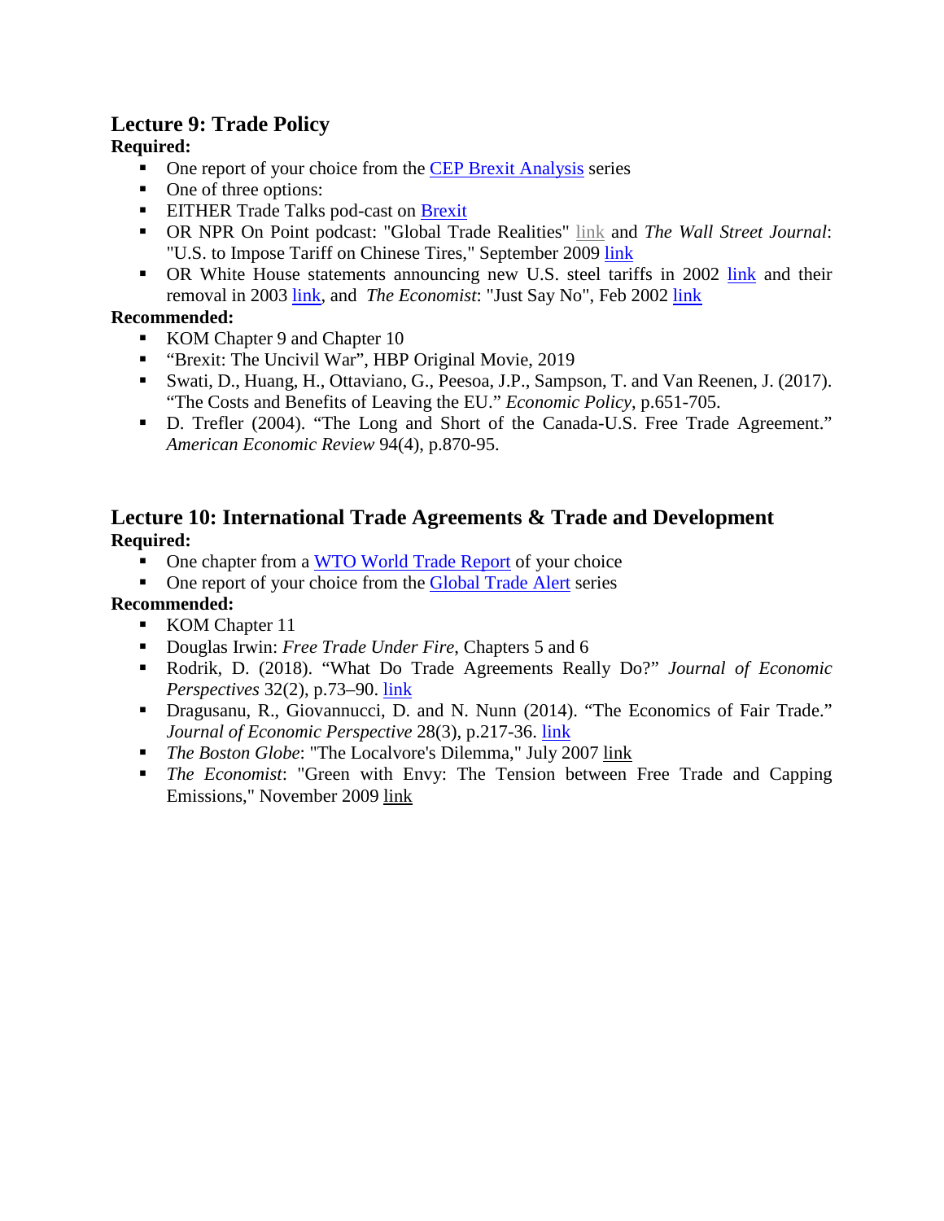## Lecture 9: Trade Policy

**Required:**

- One report of your choice from the CEP Brexit Analysis series
- One of three options:
- EITHER Trade Talks pod-cast on Brexit
- OR NPR On Point podcast: "Global Trade Realities" link and *The Wall Street Journal*: "U.S. to Impose Tariff on Chinese Tires," September 2009 link
- OR White House statements announcing new U.S. steel tariffs in 2002 link and their removal in 2003 link, and *The Economist*: "Just Say No", Feb 2002 link

**Recommended:**

- KOM Chapter 9 and Chapter 10
- "Brexit: The Uncivil War", HBP Original Movie, 2019
- Swati, D., Huang, H., Ottaviano, G., Peesoa, J.P., Sampson, T. and Van Reenen, J. (2017). "The Costs and Benefits of Leaving the EU." *Economic Policy*, p.651-705.
- D. Trefler (2004). "The Long and Short of the Canada-U.S. Free Trade Agreement." *American Economic Review* 94(4), p.870-95.

## Lecture 10: International Trade Agreements & Trade and Development

**Required:**

- One chapter from a WTO World Trade Report of your choice
- One report of your choice from the Global Trade Alert series

**Recommended:**

- KOM Chapter 11
- Douglas Irwin: *Free Trade Under Fire*, Chapters 5 and 6
- Rodrik, D. (2018). "What Do Trade Agreements Really Do?" *Journal of Economic Perspectives* 32(2), p.73–90. link
- Dragusanu, R., Giovannucci, D. and N. Nunn (2014). "The Economics of Fair Trade." *Journal of Economic Perspective* 28(3), p.217-36. link
- *The Boston Globe*: "The Localvore's Dilemma," July 2007 link
- *The Economist*: "Green with Envy: The Tension between Free Trade and Capping Emissions," November 2009 link